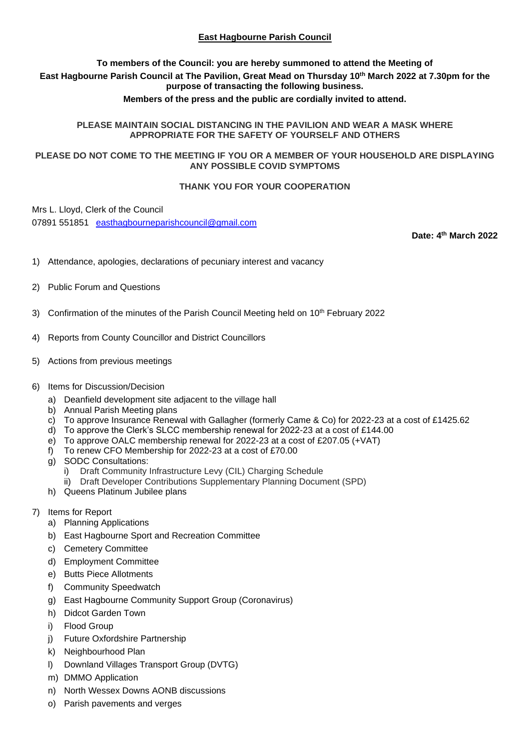# East Hagbourne Parish Council

**To members of the Council: you are hereby summoned to attend the Meeting of East Hagbourne Parish Council at The Pavilion, Great Mead on Thursday 10th March 2022 at 7.30pm for the purpose of transacting the following business.**

**Members of the press and the public are cordially invited to attend.**

**PLEASE MAINTAIN SOCIAL DISTANCING IN THE PAVILION AND WEAR A MASK WHERE APPROPRIATE FOR THE SAFETY OF YOURSELF AND OTHERS**

**PLEASE DO NOT COME TO THE MEETING IF YOU OR A MEMBER OF YOUR HOUSEHOLD ARE DISPLAYING ANY POSSIBLE COVID SYMPTOMS**

**THANK YOU FOR YOUR COOPERATION**

Mrs L. Lloyd, Clerk of the Council
07891 551851 easthagbourneparishcouncil@gmail.com

**Date: 4th March 2022**

1) Attendance, apologies, declarations of pecuniary interest and vacancy

2) Public Forum and Questions

3) Confirmation of the minutes of the Parish Council Meeting held on 10th February 2022

4) Reports from County Councillor and District Councillors

5) Actions from previous meetings

6) Items for Discussion/Decision
   a) Deanfield development site adjacent to the village hall
   b) Annual Parish Meeting plans
   c) To approve Insurance Renewal with Gallagher (formerly Came & Co) for 2022-23 at a cost of £1425.62
   d) To approve the Clerk's SLCC membership renewal for 2022-23 at a cost of £144.00
   e) To approve OALC membership renewal for 2022-23 at a cost of £207.05 (+VAT)
   f) To renew CFO Membership for 2022-23 at a cost of £70.00
   g) SODC Consultations:
      i) Draft Community Infrastructure Levy (CIL) Charging Schedule
      ii) Draft Developer Contributions Supplementary Planning Document (SPD)
   h) Queens Platinum Jubilee plans

7) Items for Report
   a) Planning Applications
   b) East Hagbourne Sport and Recreation Committee
   c) Cemetery Committee
   d) Employment Committee
   e) Butts Piece Allotments
   f) Community Speedwatch
   g) East Hagbourne Community Support Group (Coronavirus)
   h) Didcot Garden Town
   i) Flood Group
   j) Future Oxfordshire Partnership
   k) Neighbourhood Plan
   l) Downland Villages Transport Group (DVTG)
   m) DMMO Application
   n) North Wessex Downs AONB discussions
   o) Parish pavements and verges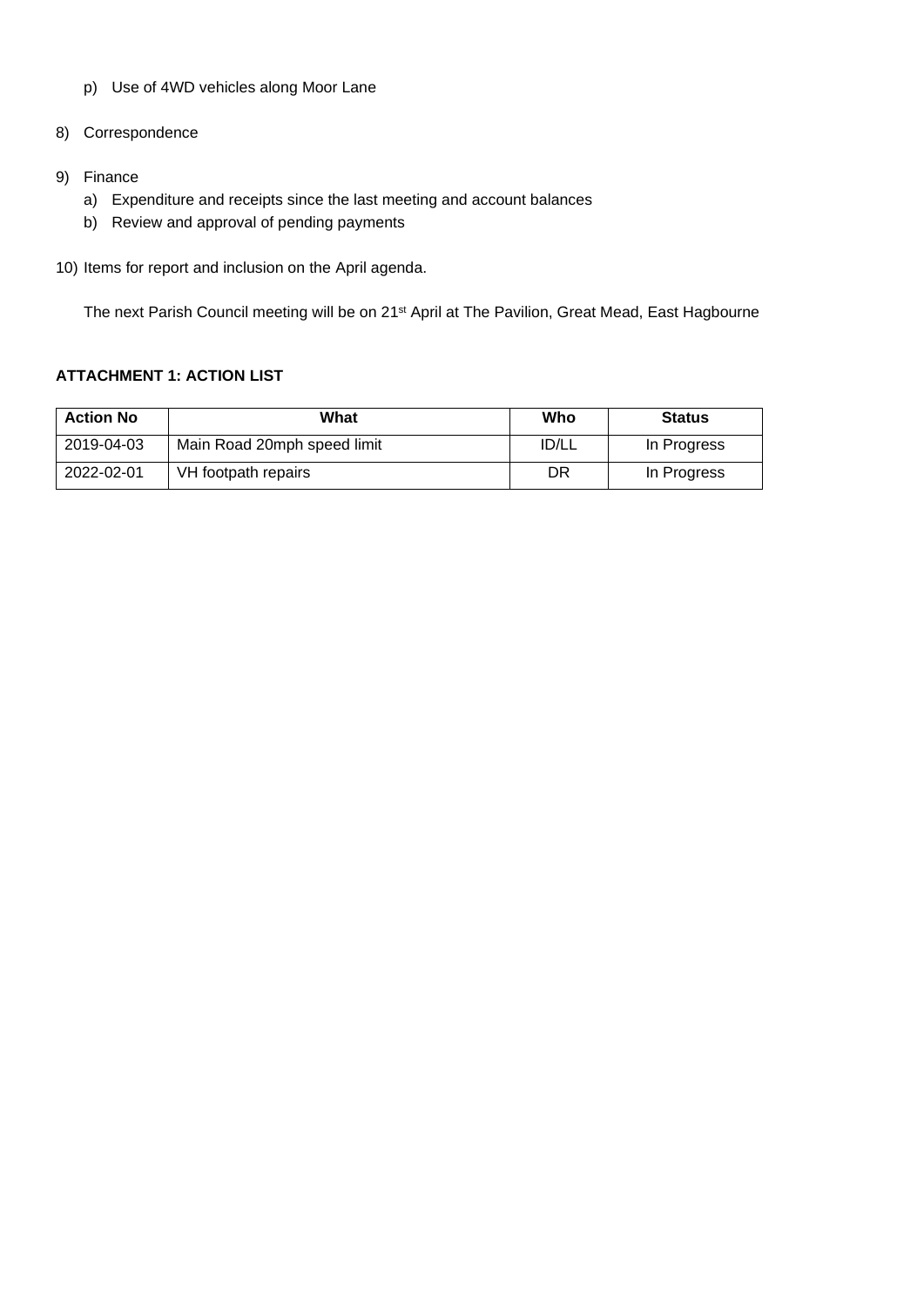p) Use of 4WD vehicles along Moor Lane

8) Correspondence

9) Finance
   a) Expenditure and receipts since the last meeting and account balances
   b) Review and approval of pending payments

10) Items for report and inclusion on the April agenda.

The next Parish Council meeting will be on 21st April at The Pavilion, Great Mead, East Hagbourne

**ATTACHMENT 1: ACTION LIST**

| Action No | What | Who | Status |
|---|---|---|---|
| 2019-04-03 | Main Road 20mph speed limit | ID/LL | In Progress |
| 2022-02-01 | VH footpath repairs | DR | In Progress |